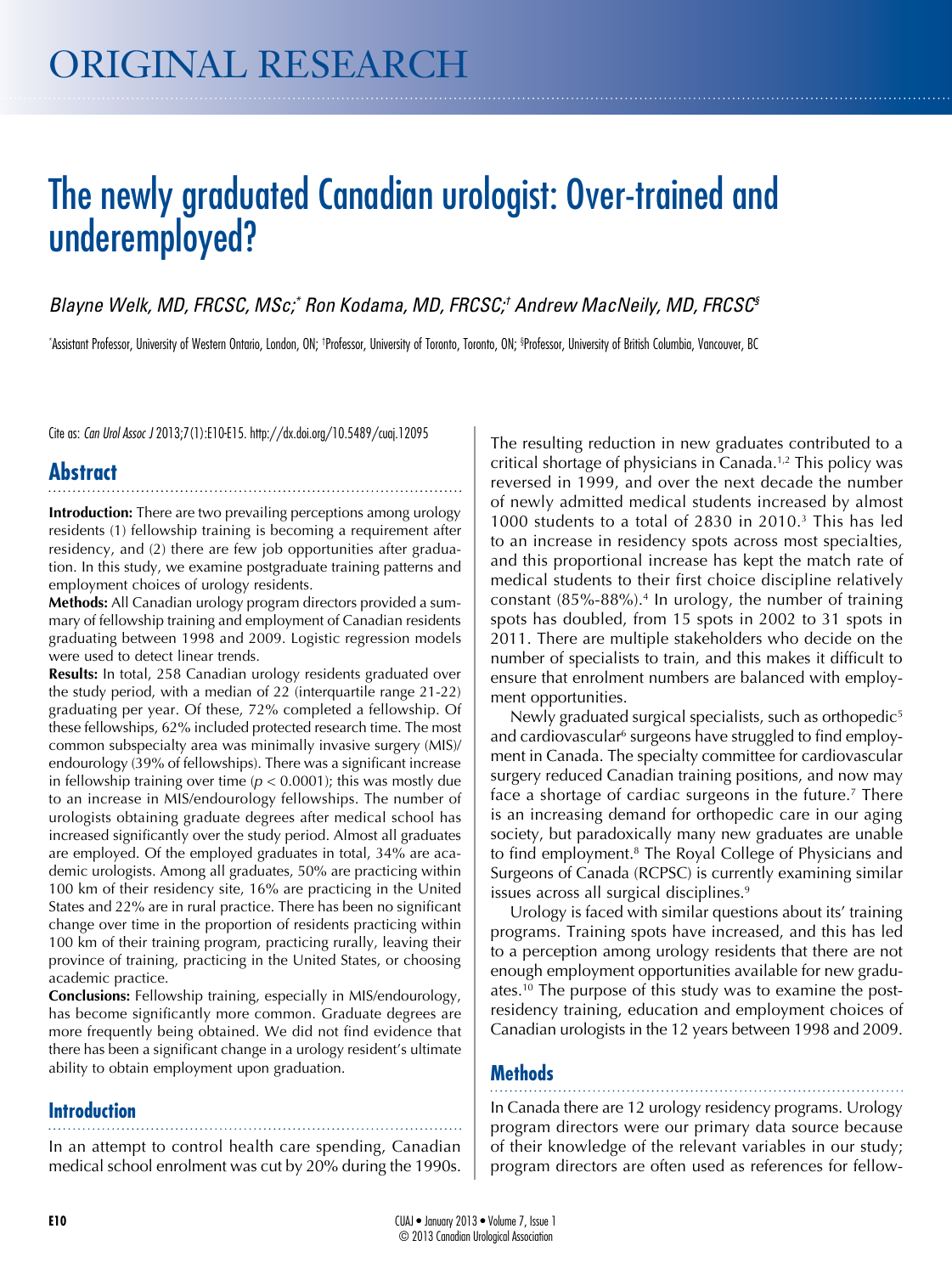ORIGINAL RESEARCH

# The newly graduated Canadian urologist: Over-trained and underemployed?

*Blayne Welk, MD, FRCSC, MSc;[*] Ron Kodama, MD, FRCSC;[†] Andrew MacNeily, MD, FRCSC[§]*

[*]Assistant Professor, University of Western Ontario, London, ON; [†]Professor, University of Toronto, Toronto, ON; [§]Professor, University of British Columbia, Vancouver, BC

Cite as: *Can Urol Assoc J* 2013;7(1):E10-E15. http://dx.doi.org/10.5489/cuaj.12095

## Abstract

**Introduction:** There are two prevailing perceptions among urology residents (1) fellowship training is becoming a requirement after residency, and (2) there are few job opportunities after graduation. In this study, we examine postgraduate training patterns and employment choices of urology residents.

**Methods:** All Canadian urology program directors provided a summary of fellowship training and employment of Canadian residents graduating between 1998 and 2009. Logistic regression models were used to detect linear trends.

**Results:** In total, 258 Canadian urology residents graduated over the study period, with a median of 22 (interquartile range 21-22) graduating per year. Of these, 72% completed a fellowship. Of these fellowships, 62% included protected research time. The most common subspecialty area was minimally invasive surgery (MIS)/endourology (39% of fellowships). There was a significant increase in fellowship training over time ($p < 0.0001$); this was mostly due to an increase in MIS/endourology fellowships. The number of urologists obtaining graduate degrees after medical school has increased significantly over the study period. Almost all graduates are employed. Of the employed graduates in total, 34% are academic urologists. Among all graduates, 50% are practicing within 100 km of their residency site, 16% are practicing in the United States and 22% are in rural practice. There has been no significant change over time in the proportion of residents practicing within 100 km of their training program, practicing rurally, leaving their province of training, practicing in the United States, or choosing academic practice.

**Conclusions:** Fellowship training, especially in MIS/endourology, has become significantly more common. Graduate degrees are more frequently being obtained. We did not find evidence that there has been a significant change in a urology resident's ultimate ability to obtain employment upon graduation.

## Introduction

In an attempt to control health care spending, Canadian medical school enrolment was cut by 20% during the 1990s. The resulting reduction in new graduates contributed to a critical shortage of physicians in Canada.[1,2] This policy was reversed in 1999, and over the next decade the number of newly admitted medical students increased by almost 1000 students to a total of 2830 in 2010.[3] This has led to an increase in residency spots across most specialties, and this proportional increase has kept the match rate of medical students to their first choice discipline relatively constant (85%-88%).[4] In urology, the number of training spots has doubled, from 15 spots in 2002 to 31 spots in 2011. There are multiple stakeholders who decide on the number of specialists to train, and this makes it difficult to ensure that enrolment numbers are balanced with employment opportunities.

Newly graduated surgical specialists, such as orthopedic[5] and cardiovascular[6] surgeons have struggled to find employment in Canada. The specialty committee for cardiovascular surgery reduced Canadian training positions, and now may face a shortage of cardiac surgeons in the future.[7] There is an increasing demand for orthopedic care in our aging society, but paradoxically many new graduates are unable to find employment.[8] The Royal College of Physicians and Surgeons of Canada (RCPSC) is currently examining similar issues across all surgical disciplines.[9]

Urology is faced with similar questions about its' training programs. Training spots have increased, and this has led to a perception among urology residents that there are not enough employment opportunities available for new graduates.[10] The purpose of this study was to examine the post-residency training, education and employment choices of Canadian urologists in the 12 years between 1998 and 2009.

## Methods

In Canada there are 12 urology residency programs. Urology program directors were our primary data source because of their knowledge of the relevant variables in our study; program directors are often used as references for fellow-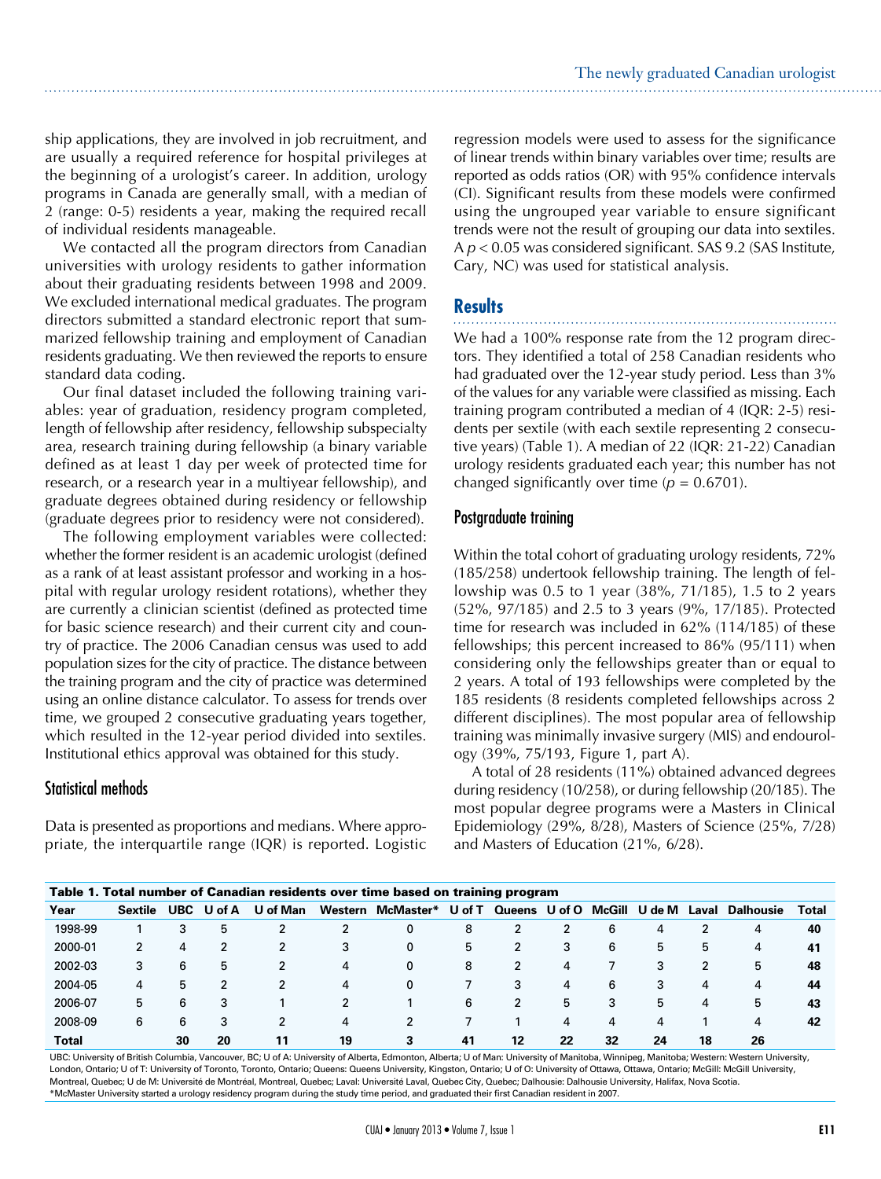ship applications, they are involved in job recruitment, and are usually a required reference for hospital privileges at the beginning of a urologist's career. In addition, urology programs in Canada are generally small, with a median of 2 (range: 0-5) residents a year, making the required recall of individual residents manageable.

We contacted all the program directors from Canadian universities with urology residents to gather information about their graduating residents between 1998 and 2009. We excluded international medical graduates. The program directors submitted a standard electronic report that summarized fellowship training and employment of Canadian residents graduating. We then reviewed the reports to ensure standard data coding.

Our final dataset included the following training variables: year of graduation, residency program completed, length of fellowship after residency, fellowship subspecialty area, research training during fellowship (a binary variable defined as at least 1 day per week of protected time for research, or a research year in a multiyear fellowship), and graduate degrees obtained during residency or fellowship (graduate degrees prior to residency were not considered).

The following employment variables were collected: whether the former resident is an academic urologist (defined as a rank of at least assistant professor and working in a hospital with regular urology resident rotations), whether they are currently a clinician scientist (defined as protected time for basic science research) and their current city and country of practice. The 2006 Canadian census was used to add population sizes for the city of practice. The distance between the training program and the city of practice was determined using an online distance calculator. To assess for trends over time, we grouped 2 consecutive graduating years together, which resulted in the 12-year period divided into sextiles. Institutional ethics approval was obtained for this study.

### Statistical methods

Data is presented as proportions and medians. Where appropriate, the interquartile range (IQR) is reported. Logistic regression models were used to assess for the significance of linear trends within binary variables over time; results are reported as odds ratios (OR) with 95% confidence intervals (CI). Significant results from these models were confirmed using the ungrouped year variable to ensure significant trends were not the result of grouping our data into sextiles. A $p < 0.05$ was considered significant. SAS 9.2 (SAS Institute, Cary, NC) was used for statistical analysis.

## Results

We had a 100% response rate from the 12 program directors. They identified a total of 258 Canadian residents who had graduated over the 12-year study period. Less than 3% of the values for any variable were classified as missing. Each training program contributed a median of 4 (IQR: 2-5) residents per sextile (with each sextile representing 2 consecutive years) (Table 1). A median of 22 (IQR: 21-22) Canadian urology residents graduated each year; this number has not changed significantly over time ($p = 0.6701$).

### Postgraduate training

Within the total cohort of graduating urology residents, 72% (185/258) undertook fellowship training. The length of fellowship was 0.5 to 1 year (38%, 71/185), 1.5 to 2 years (52%, 97/185) and 2.5 to 3 years (9%, 17/185). Protected time for research was included in 62% (114/185) of these fellowships; this percent increased to 86% (95/111) when considering only the fellowships greater than or equal to 2 years. A total of 193 fellowships were completed by the 185 residents (8 residents completed fellowships across 2 different disciplines). The most popular area of fellowship training was minimally invasive surgery (MIS) and endourology (39%, 75/193, Figure 1, part A).

A total of 28 residents (11%) obtained advanced degrees during residency (10/258), or during fellowship (20/185). The most popular degree programs were a Masters in Clinical Epidemiology (29%, 8/28), Masters of Science (25%, 7/28) and Masters of Education (21%, 6/28).

**Table 1. Total number of Canadian residents over time based on training program**

| Year | Sextile | UBC | U of A | U of Man | Western | McMaster* | U of T | Queens | U of O | McGill | U de M | Laval | Dalhousie | Total |
|---|---|---|---|---|---|---|---|---|---|---|---|---|---|---|
| 1998-99 | 1 | 3 | 5 | 2 | 2 | 0 | 8 | 2 | 2 | 6 | 4 | 2 | 4 | **40** |
| 2000-01 | 2 | 4 | 2 | 2 | 3 | 0 | 5 | 2 | 3 | 6 | 5 | 5 | 4 | **41** |
| 2002-03 | 3 | 6 | 5 | 2 | 4 | 0 | 8 | 2 | 4 | 7 | 3 | 2 | 5 | **48** |
| 2004-05 | 4 | 5 | 2 | 2 | 4 | 0 | 7 | 3 | 4 | 6 | 3 | 4 | 4 | **44** |
| 2006-07 | 5 | 6 | 3 | 1 | 2 | 1 | 6 | 2 | 5 | 3 | 5 | 4 | 5 | **43** |
| 2008-09 | 6 | 6 | 3 | 2 | 4 | 2 | 7 | 1 | 4 | 4 | 4 | 1 | 4 | **42** |
| **Total** | | **30** | **20** | **11** | **19** | **3** | **41** | **12** | **22** | **32** | **24** | **18** | **26** | |

UBC: University of British Columbia, Vancouver, BC; U of A: University of Alberta, Edmonton, Alberta; U of Man: University of Manitoba, Winnipeg, Manitoba; Western: Western University, London, Ontario; U of T: University of Toronto, Toronto, Ontario; Queens: Queens University, Kingston, Ontario; U of O: University of Ottawa, Ottawa, Ontario; McGill: McGill University, Montreal, Quebec; U de M: Université de Montréal, Montreal, Quebec; Laval: Université Laval, Quebec City, Quebec; Dalhousie: Dalhousie University, Halifax, Nova Scotia.
*McMaster University started a urology residency program during the study time period, and graduated their first Canadian resident in 2007.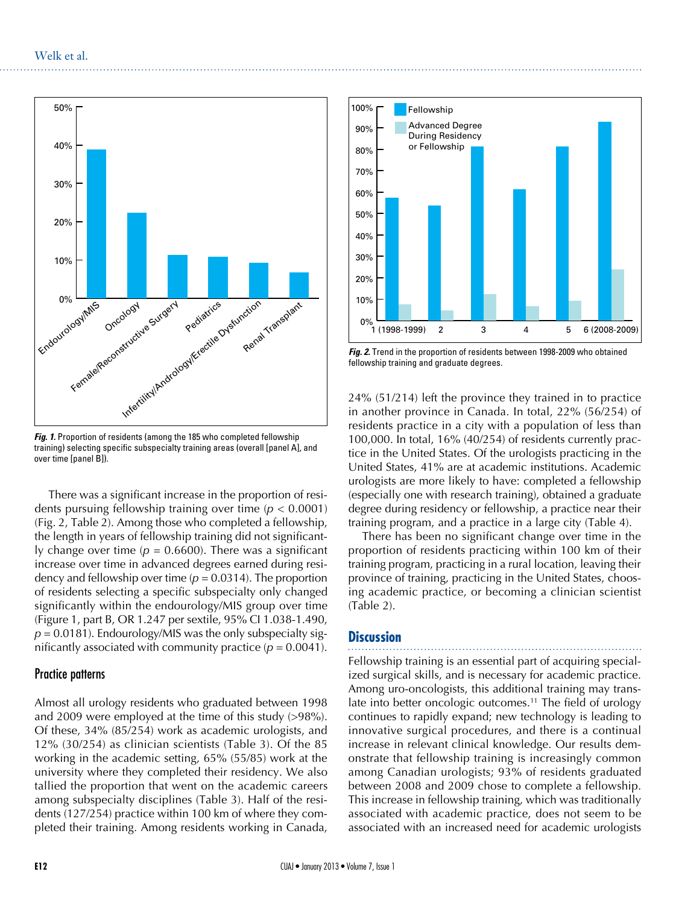*Fig. 1.* Proportion of residents (among the 185 who completed fellowship training) selecting specific subspecialty training areas (overall [panel A], and over time [panel B]).

*Fig. 2.* Trend in the proportion of residents between 1998-2009 who obtained fellowship training and graduate degrees.

There was a significant increase in the proportion of residents pursuing fellowship training over time ($p < 0.0001$) (Fig. 2, Table 2). Among those who completed a fellowship, the length in years of fellowship training did not significantly change over time ($p = 0.6600$). There was a significant increase over time in advanced degrees earned during residency and fellowship over time ($p = 0.0314$). The proportion of residents selecting a specific subspecialty only changed significantly within the endourology/MIS group over time (Figure 1, part B, OR 1.247 per sextile, 95% CI 1.038-1.490, $p = 0.0181$). Endourology/MIS was the only subspecialty significantly associated with community practice ($p = 0.0041$).

## Practice patterns

Almost all urology residents who graduated between 1998 and 2009 were employed at the time of this study (>98%). Of these, 34% (85/254) work as academic urologists, and 12% (30/254) as clinician scientists (Table 3). Of the 85 working in the academic setting, 65% (55/85) work at the university where they completed their residency. We also tallied the proportion that went on the academic careers among subspecialty disciplines (Table 3). Half of the residents (127/254) practice within 100 km of where they completed their training. Among residents working in Canada, 24% (51/214) left the province they trained in to practice in another province in Canada. In total, 22% (56/254) of residents practice in a city with a population of less than 100,000. In total, 16% (40/254) of residents currently practice in the United States. Of the urologists practicing in the United States, 41% are at academic institutions. Academic urologists are more likely to have: completed a fellowship (especially one with research training), obtained a graduate degree during residency or fellowship, a practice near their training program, and a practice in a large city (Table 4).

There has been no significant change over time in the proportion of residents practicing within 100 km of their training program, practicing in a rural location, leaving their province of training, practicing in the United States, choosing academic practice, or becoming a clinician scientist (Table 2).

## Discussion

Fellowship training is an essential part of acquiring specialized surgical skills, and is necessary for academic practice. Among uro-oncologists, this additional training may translate into better oncologic outcomes.[11] The field of urology continues to rapidly expand; new technology is leading to innovative surgical procedures, and there is a continual increase in relevant clinical knowledge. Our results demonstrate that fellowship training is increasingly common among Canadian urologists; 93% of residents graduated between 2008 and 2009 chose to complete a fellowship. This increase in fellowship training, which was traditionally associated with academic practice, does not seem to be associated with an increased need for academic urologists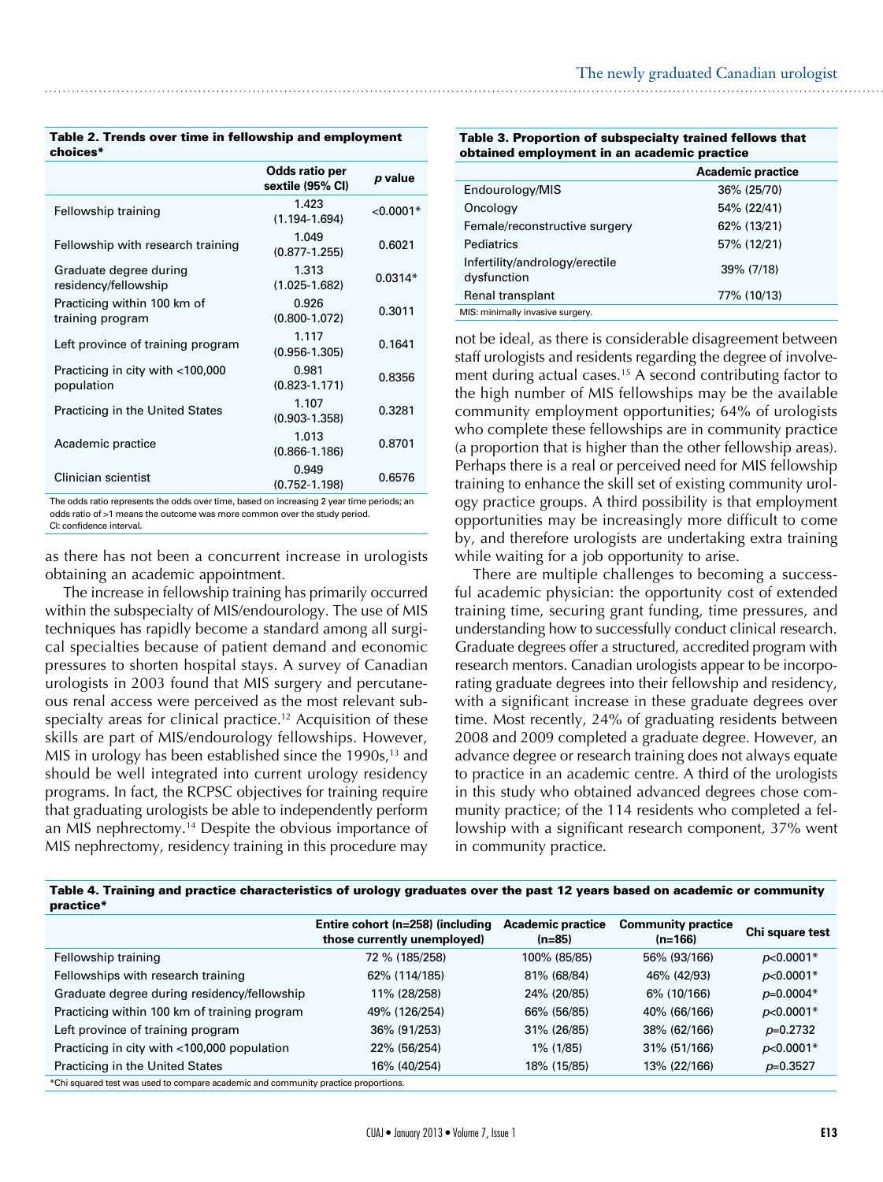**Table 2. Trends over time in fellowship and employment choices***

| | Odds ratio per sextile (95% CI) | *p* value |
|---|---|---|
| Fellowship training | 1.423 (1.194-1.694) | <0.0001* |
| Fellowship with research training | 1.049 (0.877-1.255) | 0.6021 |
| Graduate degree during residency/fellowship | 1.313 (1.025-1.682) | 0.0314* |
| Practicing within 100 km of training program | 0.926 (0.800-1.072) | 0.3011 |
| Left province of training program | 1.117 (0.956-1.305) | 0.1641 |
| Practicing in city with <100,000 population | 0.981 (0.823-1.171) | 0.8356 |
| Practicing in the United States | 1.107 (0.903-1.358) | 0.3281 |
| Academic practice | 1.013 (0.866-1.186) | 0.8701 |
| Clinician scientist | 0.949 (0.752-1.198) | 0.6576 |

The odds ratio represents the odds over time, based on increasing 2 year time periods; an odds ratio of >1 means the outcome was more common over the study period. CI: confidence interval.

as there has not been a concurrent increase in urologists obtaining an academic appointment.

The increase in fellowship training has primarily occurred within the subspecialty of MIS/endourology. The use of MIS techniques has rapidly become a standard among all surgical specialties because of patient demand and economic pressures to shorten hospital stays. A survey of Canadian urologists in 2003 found that MIS surgery and percutaneous renal access were perceived as the most relevant subspecialty areas for clinical practice.[12] Acquisition of these skills are part of MIS/endourology fellowships. However, MIS in urology has been established since the 1990s,[13] and should be well integrated into current urology residency programs. In fact, the RCPSC objectives for training require that graduating urologists be able to independently perform an MIS nephrectomy.[14] Despite the obvious importance of MIS nephrectomy, residency training in this procedure may not be ideal, as there is considerable disagreement between staff urologists and residents regarding the degree of involvement during actual cases.[15] A second contributing factor to the high number of MIS fellowships may be the available community employment opportunities; 64% of urologists who complete these fellowships are in community practice (a proportion that is higher than the other fellowship areas). Perhaps there is a real or perceived need for MIS fellowship training to enhance the skill set of existing community urology practice groups. A third possibility is that employment opportunities may be increasingly more difficult to come by, and therefore urologists are undertaking extra training while waiting for a job opportunity to arise.

**Table 3. Proportion of subspecialty trained fellows that obtained employment in an academic practice**

| | Academic practice |
|---|---|
| Endourology/MIS | 36% (25/70) |
| Oncology | 54% (22/41) |
| Female/reconstructive surgery | 62% (13/21) |
| Pediatrics | 57% (12/21) |
| Infertility/andrology/erectile dysfunction | 39% (7/18) |
| Renal transplant | 77% (10/13) |

MIS: minimally invasive surgery.

There are multiple challenges to becoming a successful academic physician: the opportunity cost of extended training time, securing grant funding, time pressures, and understanding how to successfully conduct clinical research. Graduate degrees offer a structured, accredited program with research mentors. Canadian urologists appear to be incorporating graduate degrees into their fellowship and residency, with a significant increase in these graduate degrees over time. Most recently, 24% of graduating residents between 2008 and 2009 completed a graduate degree. However, an advance degree or research training does not always equate to practice in an academic centre. A third of the urologists in this study who obtained advanced degrees chose community practice; of the 114 residents who completed a fellowship with a significant research component, 37% went in community practice.

**Table 4. Training and practice characteristics of urology graduates over the past 12 years based on academic or community practice***

| | Entire cohort (n=258) (including those currently unemployed) | Academic practice (n=85) | Community practice (n=166) | Chi square test |
|---|---|---|---|---|
| Fellowship training | 72 % (185/258) | 100% (85/85) | 56% (93/166) | *p*<0.0001* |
| Fellowships with research training | 62% (114/185) | 81% (68/84) | 46% (42/93) | *p*<0.0001* |
| Graduate degree during residency/fellowship | 11% (28/258) | 24% (20/85) | 6% (10/166) | *p*=0.0004* |
| Practicing within 100 km of training program | 49% (126/254) | 66% (56/85) | 40% (66/166) | *p*<0.0001* |
| Left province of training program | 36% (91/253) | 31% (26/85) | 38% (62/166) | *p*=0.2732 |
| Practicing in city with <100,000 population | 22% (56/254) | 1% (1/85) | 31% (51/166) | *p*<0.0001* |
| Practicing in the United States | 16% (40/254) | 18% (15/85) | 13% (22/166) | *p*=0.3527 |

*Chi squared test was used to compare academic and community practice proportions.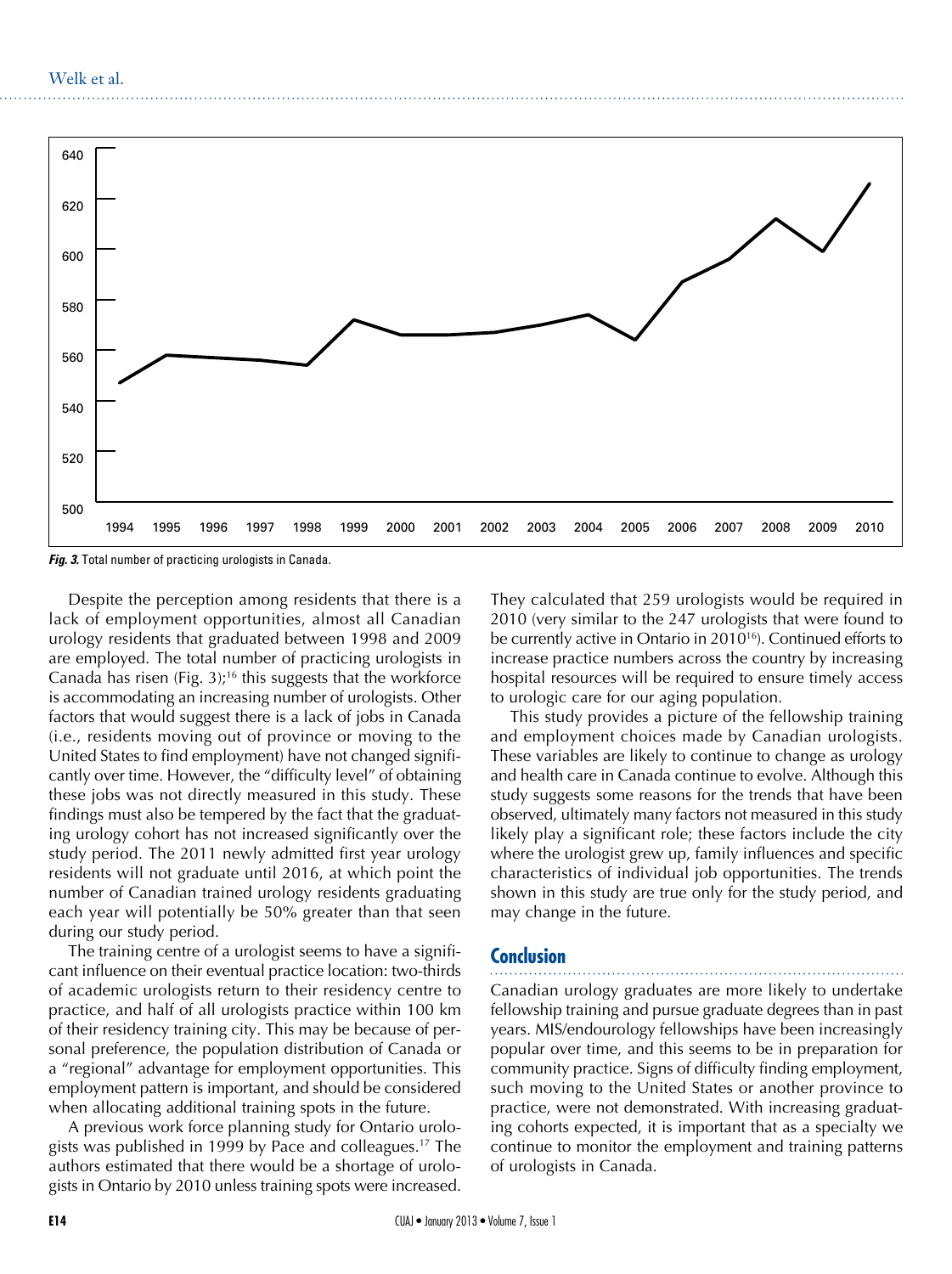*Fig. 3.* Total number of practicing urologists in Canada.

Despite the perception among residents that there is a lack of employment opportunities, almost all Canadian urology residents that graduated between 1998 and 2009 are employed. The total number of practicing urologists in Canada has risen (Fig. 3);[16] this suggests that the workforce is accommodating an increasing number of urologists. Other factors that would suggest there is a lack of jobs in Canada (i.e., residents moving out of province or moving to the United States to find employment) have not changed significantly over time. However, the "difficulty level" of obtaining these jobs was not directly measured in this study. These findings must also be tempered by the fact that the graduating urology cohort has not increased significantly over the study period. The 2011 newly admitted first year urology residents will not graduate until 2016, at which point the number of Canadian trained urology residents graduating each year will potentially be 50% greater than that seen during our study period.

The training centre of a urologist seems to have a significant influence on their eventual practice location: two-thirds of academic urologists return to their residency centre to practice, and half of all urologists practice within 100 km of their residency training city. This may be because of personal preference, the population distribution of Canada or a "regional" advantage for employment opportunities. This employment pattern is important, and should be considered when allocating additional training spots in the future.

A previous work force planning study for Ontario urologists was published in 1999 by Pace and colleagues.[17] The authors estimated that there would be a shortage of urologists in Ontario by 2010 unless training spots were increased. They calculated that 259 urologists would be required in 2010 (very similar to the 247 urologists that were found to be currently active in Ontario in 2010[16]). Continued efforts to increase practice numbers across the country by increasing hospital resources will be required to ensure timely access to urologic care for our aging population.

This study provides a picture of the fellowship training and employment choices made by Canadian urologists. These variables are likely to continue to change as urology and health care in Canada continue to evolve. Although this study suggests some reasons for the trends that have been observed, ultimately many factors not measured in this study likely play a significant role; these factors include the city where the urologist grew up, family influences and specific characteristics of individual job opportunities. The trends shown in this study are true only for the study period, and may change in the future.

## Conclusion

Canadian urology graduates are more likely to undertake fellowship training and pursue graduate degrees than in past years. MIS/endourology fellowships have been increasingly popular over time, and this seems to be in preparation for community practice. Signs of difficulty finding employment, such moving to the United States or another province to practice, were not demonstrated. With increasing graduating cohorts expected, it is important that as a specialty we continue to monitor the employment and training patterns of urologists in Canada.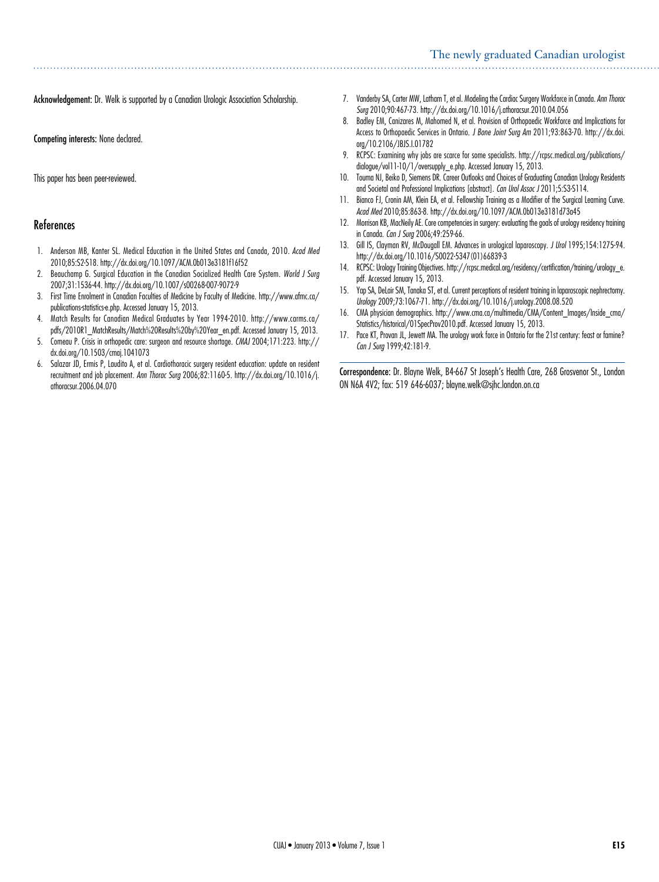**Acknowledgement:** Dr. Welk is supported by a Canadian Urologic Association Scholarship.

**Competing interests:** None declared.

This paper has been peer-reviewed.

## References

1. Anderson MB, Kanter SL. Medical Education in the United States and Canada, 2010. *Acad Med* 2010;85:S2-S18. http://dx.doi.org/10.1097/ACM.0b013e3181f16f52
2. Beauchamp G. Surgical Education in the Canadian Socialized Health Care System. *World J Surg* 2007;31:1536-44. http://dx.doi.org/10.1007/s00268-007-9072-9
3. First Time Enrolment in Canadian Faculties of Medicine by Faculty of Medicine. http://www.afmc.ca/publications-statistics-e.php. Accessed January 15, 2013.
4. Match Results for Canadian Medical Graduates by Year 1994-2010. http://www.carms.ca/pdfs/2010R1_MatchResults/Match%20Results%20by%20Year_en.pdf. Accessed January 15, 2013.
5. Comeau P. Crisis in orthopedic care: surgeon and resource shortage. *CMAJ* 2004;171:223. http://dx.doi.org/10.1503/cmaj.1041073
6. Salazar JD, Ermis P, Laudito A, et al. Cardiothoracic surgery resident education: update on resident recruitment and job placement. *Ann Thorac Surg* 2006;82:1160-5. http://dx.doi.org/10.1016/j.athoracsur.2006.04.070
7. Vanderby SA, Carter MW, Latham T, et al. Modeling the Cardiac Surgery Workforce in Canada. *Ann Thorac Surg* 2010;90:467-73. http://dx.doi.org/10.1016/j.athoracsur.2010.04.056
8. Badley EM, Canizares M, Mahomed N, et al. Provision of Orthopaedic Workforce and Implications for Access to Orthopaedic Services in Ontario. *J Bone Joint Surg Am* 2011;93:863-70. http://dx.doi.org/10.2106/JBJS.I.01782
9. RCPSC: Examining why jobs are scarce for some specialists. http://rcpsc.medical.org/publications/dialogue/vol11-10/1/oversupply_e.php. Accessed January 15, 2013.
10. Touma NJ, Beiko D, Siemens DR. Career Outlooks and Choices of Graduating Canadian Urology Residents and Societal and Professional Implications [abstract]. *Can Urol Assoc J* 2011;5:S3-S114.
11. Bianco FJ, Cronin AM, Klein EA, et al. Fellowship Training as a Modifier of the Surgical Learning Curve. *Acad Med* 2010;85:863-8. http://dx.doi.org/10.1097/ACM.0b013e3181d73a45
12. Morrison KB, MacNeily AE. Core competencies in surgery: evaluating the goals of urology residency training in Canada. *Can J Surg* 2006;49:259-66.
13. Gill IS, Clayman RV, McDougall EM. Advances in urological laparoscopy. *J Urol* 1995;154:1275-94. http://dx.doi.org/10.1016/S0022-5347(01)66839-3
14. RCPSC: Urology Training Objectives. http://rcpsc.medical.org/residency/certification/training/urology_e.pdf. Accessed January 15, 2013.
15. Yap SA, DeLair SM, Tanaka ST, et al. Current perceptions of resident training in laparoscopic nephrectomy. *Urology* 2009;73:1067-71. http://dx.doi.org/10.1016/j.urology.2008.08.520
16. CMA physician demographics. http://www.cma.ca/multimedia/CMA/Content_Images/Inside_cma/Statistics/historical/01SpecProv2010.pdf. Accessed January 15, 2013.
17. Pace KT, Provan JL, Jewett MA. The urology work force in Ontario for the 21st century: feast or famine? *Can J Surg* 1999;42:181-9.

**Correspondence:** Dr. Blayne Welk, B4-667 St Joseph's Health Care, 268 Grosvenor St., London ON N6A 4V2; fax: 519 646-6037; blayne.welk@sjhc.london.on.ca